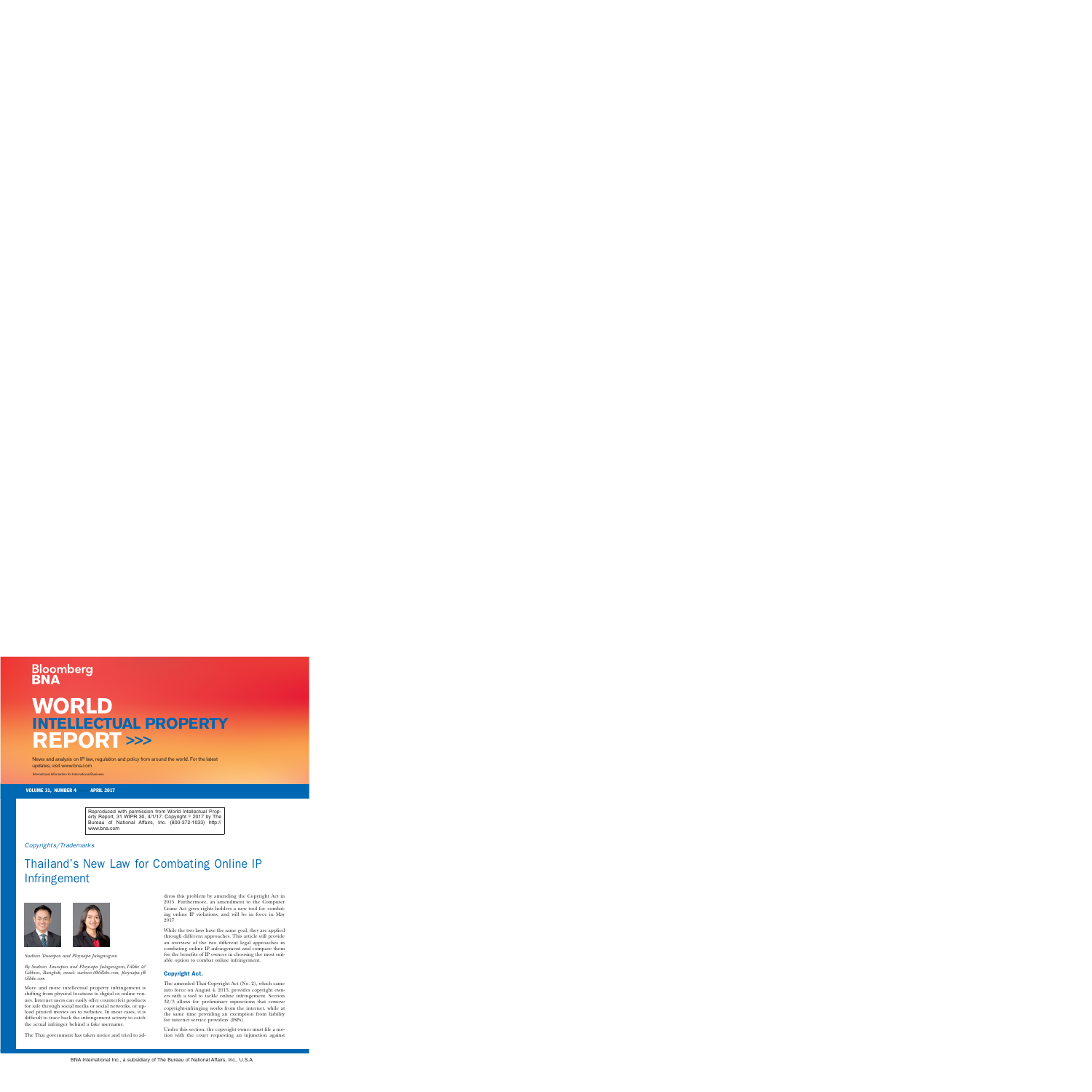Bloomberg BNA

# WORLD INTELLECTUAL PROPERTY REPORT >>>

News and analysis on IP law, regulation and policy from around the world. For the latest updates, visit www.bna.com

International Information for International Business

VOLUME 31, NUMBER 4 APRIL 2017

Reproduced with permission from World Intellectual Property Report, 31 WIPR 30, 4/1/17. Copyright © 2017 by The Bureau of National Affairs, Inc. (800-372-1033) http://www.bna.com

*Copyrights/Trademarks*

## Thailand's New Law for Combating Online IP Infringement

*Suebsiri Taweepon and Ploynapa Julagasigorn*

*By Suebsiri Taweepon and Ploynapa Julagasigorn, Tilleke & Gibbins, Bangkok; email: suebsiri.t@tilleke.com, ploynapa.j@tilleke.com*

More and more intellectual property infringement is shifting from physical locations to digital or online venues. Internet users can easily offer counterfeit products for sale through social media or social networks, or upload pirated movies on to websites. In most cases, it is difficult to trace back the infringement activity to catch the actual infringer behind a fake username.

The Thai government has taken notice and tried to address this problem by amending the Copyright Act in 2015. Furthermore, an amendment to the Computer Crime Act gives rights holders a new tool for combating online IP violations, and will be in force in May 2017.

While the two laws have the same goal, they are applied through different approaches. This article will provide an overview of the two different legal approaches in combating online IP infringement and compare them for the benefits of IP owners in choosing the most suitable option to combat online infringement.

### Copyright Act.

The amended Thai Copyright Act (No. 2), which came into force on August 4, 2015, provides copyright owners with a tool to tackle online infringement. Section 32/3 allows for preliminary injunctions that remove copyright-infringing works from the internet, while at the same time providing an exemption from liability for internet service providers (ISPs).

Under this section, the copyright owner must file a motion with the court requesting an injunction against

BNA International Inc., a subsidiary of The Bureau of National Affairs, Inc., U.S.A.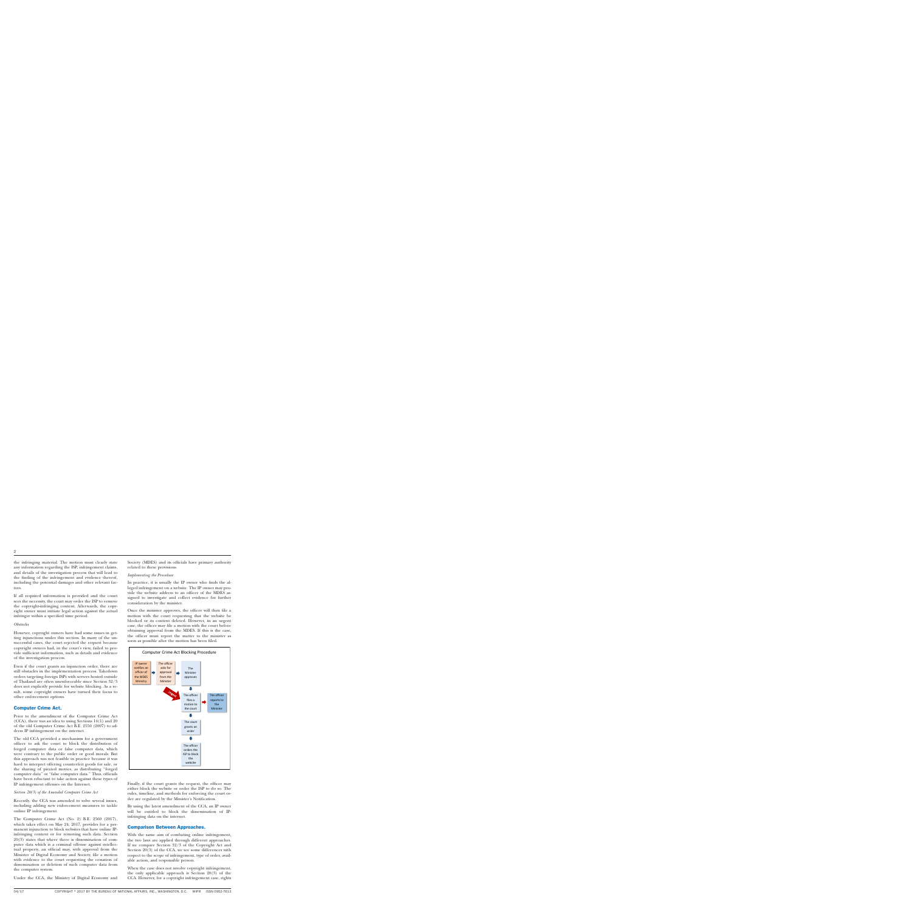the infringing material. The motion must clearly state any information regarding the ISP, infringement claims, and details of the investigation process that will lead to the finding of the infringement and evidence thereof, including the potential damages and other relevant factors.

If all required information is provided and the court sees the necessity, the court may order the ISP to remove the copyright-infringing content. Afterwards, the copyright owner must initiate legal action against the actual infringer within a specified time period.

*Obstacles*

However, copyright owners have had some issues in getting injunctions under this section. In many of the unsuccessful cases, the court rejected the request because copyright owners had, in the court's view, failed to provide sufficient information, such as details and evidence of the investigation process.

Even if the court grants an injunction order, there are still obstacles in the implementation process. Takedown orders targeting foreign ISPs with servers hosted outside of Thailand are often unenforceable since Section 32/3 does not explicitly provide for website blocking. As a result, some copyright owners have turned their focus to other enforcement options.

## Computer Crime Act.

Prior to the amendment of the Computer Crime Act (CCA), there was an idea to using Sections 14(1) and 20 of the old Computer Crime Act B.E. 2550 (2007) to address IP infringement on the internet.

The old CCA provided a mechanism for a government officer to ask the court to block the distribution of forged computer data or false computer data, which were contrary to the public order or good morals. But this approach was not feasible in practice because it was hard to interpret offering counterfeit goods for sale, or the sharing of pirated movies, as distributing "forged computer data" or "false computer data." Thus, officials have been reluctant to take action against these types of IP infringement offenses on the Internet.

*Section 20(3) of the Amended Computer Crime Act*

Recently, the CCA was amended to solve several issues, including adding new enforcement measures to tackle online IP infringement.

The Computer Crime Act (No. 2) B.E. 2560 (2017), which takes effect on May 24, 2017, provides for a permanent injunction to block websites that have online IP-infringing content or for removing such data. Section 20(3) states that where there is dissemination of computer data which is a criminal offense against intellectual property, an official may, with approval from the Minister of Digital Economy and Society, file a motion with evidence to the court requesting the cessation of dissemination or deletion of such computer data from the computer system.

Under the CCA, the Ministry of Digital Economy and Society (MDES) and its officials have primary authority related to these provisions.

*Implementing the Procedure*

In practice, it is usually the IP owner who finds the alleged infringement on a website. The IP owner may provide the website address to an officer of the MDES assigned to investigate and collect evidence for further consideration by the minister.

Once the minister approves, the officer will then file a motion with the court requesting that the website be blocked or its content deleted. However, in an urgent case, the officer may file a motion with the court before obtaining approval from the MDES. If this is the case, the officer must report the matter to the minister as soon as possible after the motion has been filed.

Computer Crime Act Blocking Procedure

IP owner notifies an officer of the MDES Ministry → The officer asks for approval from the Minister → The Minister approves → The officer files a motion to the court → The court grants an order → The officer orders the ISP to block the website

Urgent: The officer files a motion to the court → The officer reports to the Minister

Finally, if the court grants the request, the officer may either block the website or order the ISP to do so. The rules, timeline, and methods for enforcing the court order are regulated by the Minister's Notification.

By using the latest amendment of the CCA, an IP owner will be entitled to block the dissemination of IP-infringing data on the internet.

## Comparison Between Approaches.

With the same aim of combating online infringement, the two laws are applied through different approaches. If we compare Section 32/3 of the Copyright Act and Section 20(3) of the CCA, we see some differences with respect to the scope of infringement, type of order, available action, and responsible person.

When the case does not involve copyright infringement, the only applicable approach is Section 20(3) of the CCA. However, for a copyright infringement case, rights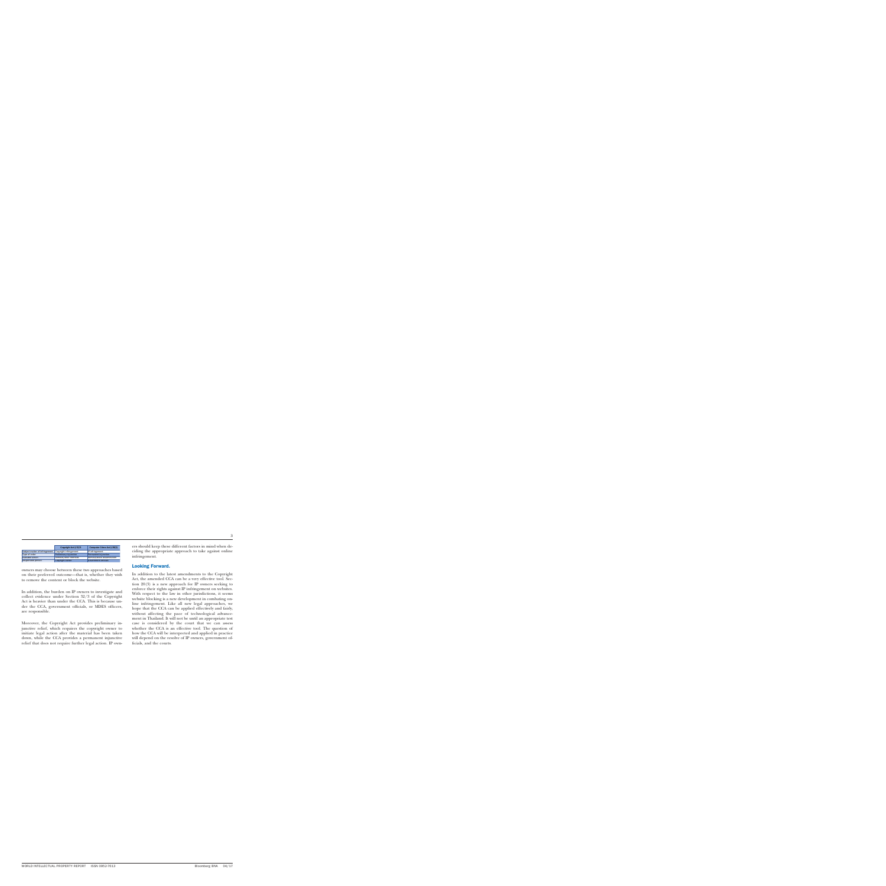| | Copyright Act § 32/3 | Computer Crimes Act § 20(3) |
|---|---|---|
| Subject matter of infringement | Copyright infringement | IP infringement |
| Type of order | Preliminary injunction | Permanent injunction |
| Remedial action | Takedown of content | Removal of content or blocking |
| Responsible person | Copyright owner | Government officials |

owners may choose between these two approaches based on their preferred outcome—that is, whether they wish to remove the content or block the website.

In addition, the burden on IP owners to investigate and collect evidence under Section 32/3 of the Copyright Act is heavier than under the CCA. This is because under the CCA, government officials, or MDES officers, are responsible.

Moreover, the Copyright Act provides preliminary injunctive relief, which requires the copyright owner to initiate legal action after the material has been taken down, while the CCA provides a permanent injunctive relief that does not require further legal action. IP owners should keep these different factors in mind when deciding the appropriate approach to take against online infringement.

## Looking Forward.

In addition to the latest amendments to the Copyright Act, the amended CCA can be a very effective tool. Section 20(3) is a new approach for IP owners seeking to enforce their rights against IP infringement on websites. With respect to the law in other jurisdictions, it seems website blocking is a new development in combating online infringement. Like all new legal approaches, we hope that the CCA can be applied effectively and fairly, without affecting the pace of technological advancement in Thailand. It will not be until an appropriate test case is considered by the court that we can assess whether the CCA is an effective tool. The question of how the CCA will be interpreted and applied in practice will depend on the resolve of IP owners, government officials, and the courts.